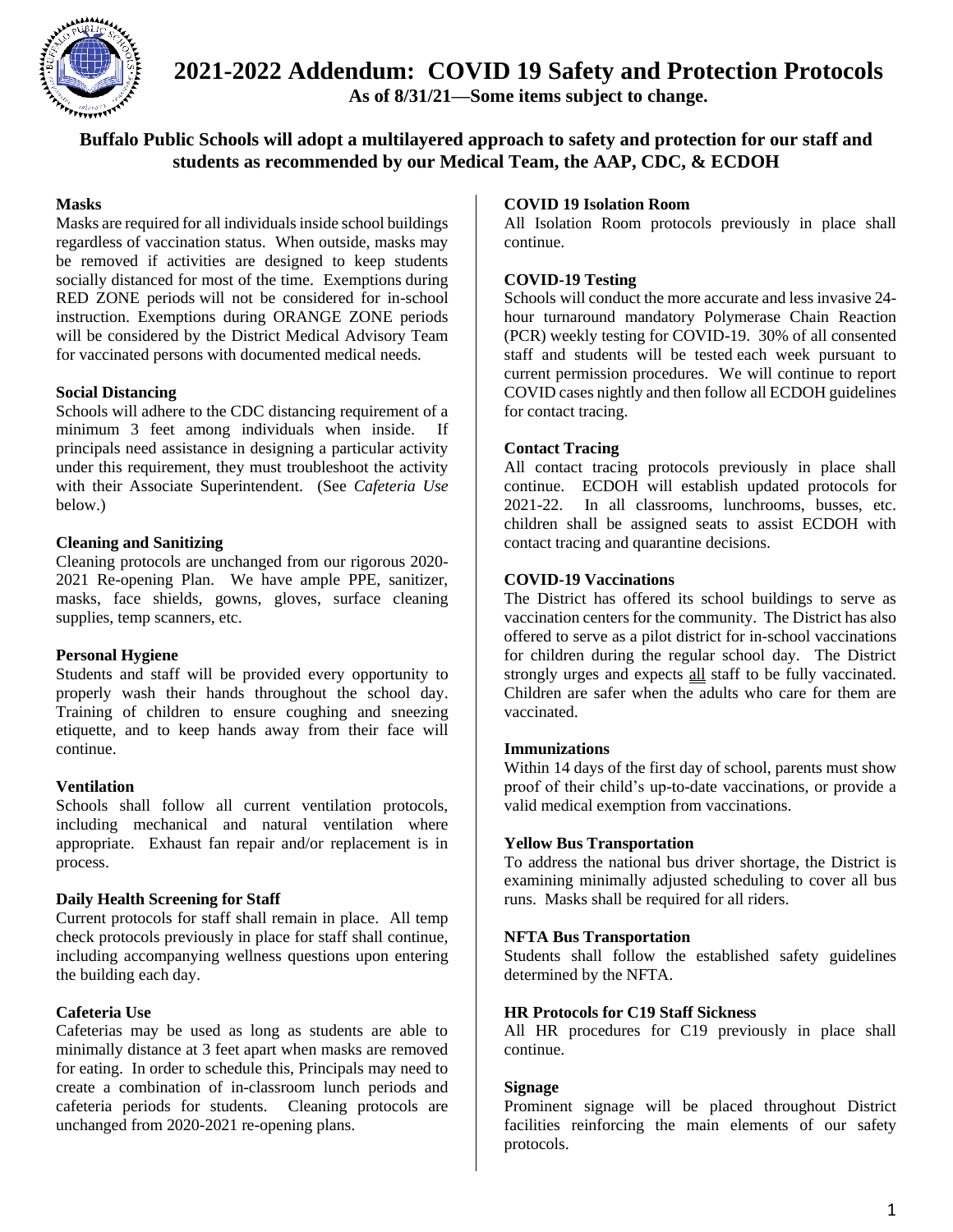# 2021-2022 Addendum: COVID 19 Safety and Protection Protocols

**As of 8/31/21—Some items subject to change.**

## Buffalo Public Schools will adopt a multilayered approach to safety and protection for our staff and students as recommended by our Medical Team, the AAP, CDC, & ECDOH

### Masks

Masks are required for all individuals inside school buildings regardless of vaccination status. When outside, masks may be removed if activities are designed to keep students socially distanced for most of the time. Exemptions during RED ZONE periods will not be considered for in-school instruction. Exemptions during ORANGE ZONE periods will be considered by the District Medical Advisory Team for vaccinated persons with documented medical needs.

### Social Distancing

Schools will adhere to the CDC distancing requirement of a minimum 3 feet among individuals when inside. If principals need assistance in designing a particular activity under this requirement, they must troubleshoot the activity with their Associate Superintendent. (See *Cafeteria Use* below.)

### Cleaning and Sanitizing

Cleaning protocols are unchanged from our rigorous 2020-2021 Re-opening Plan. We have ample PPE, sanitizer, masks, face shields, gowns, gloves, surface cleaning supplies, temp scanners, etc.

### Personal Hygiene

Students and staff will be provided every opportunity to properly wash their hands throughout the school day. Training of children to ensure coughing and sneezing etiquette, and to keep hands away from their face will continue.

### Ventilation

Schools shall follow all current ventilation protocols, including mechanical and natural ventilation where appropriate. Exhaust fan repair and/or replacement is in process.

### Daily Health Screening for Staff

Current protocols for staff shall remain in place. All temp check protocols previously in place for staff shall continue, including accompanying wellness questions upon entering the building each day.

### Cafeteria Use

Cafeterias may be used as long as students are able to minimally distance at 3 feet apart when masks are removed for eating. In order to schedule this, Principals may need to create a combination of in-classroom lunch periods and cafeteria periods for students. Cleaning protocols are unchanged from 2020-2021 re-opening plans.

### COVID 19 Isolation Room

All Isolation Room protocols previously in place shall continue.

### COVID-19 Testing

Schools will conduct the more accurate and less invasive 24-hour turnaround mandatory Polymerase Chain Reaction (PCR) weekly testing for COVID-19. 30% of all consented staff and students will be tested each week pursuant to current permission procedures. We will continue to report COVID cases nightly and then follow all ECDOH guidelines for contact tracing.

### Contact Tracing

All contact tracing protocols previously in place shall continue. ECDOH will establish updated protocols for 2021-22. In all classrooms, lunchrooms, busses, etc. children shall be assigned seats to assist ECDOH with contact tracing and quarantine decisions.

### COVID-19 Vaccinations

The District has offered its school buildings to serve as vaccination centers for the community. The District has also offered to serve as a pilot district for in-school vaccinations for children during the regular school day. The District strongly urges and expects <u>all</u> staff to be fully vaccinated. Children are safer when the adults who care for them are vaccinated.

### Immunizations

Within 14 days of the first day of school, parents must show proof of their child's up-to-date vaccinations, or provide a valid medical exemption from vaccinations.

### Yellow Bus Transportation

To address the national bus driver shortage, the District is examining minimally adjusted scheduling to cover all bus runs. Masks shall be required for all riders.

### NFTA Bus Transportation

Students shall follow the established safety guidelines determined by the NFTA.

### HR Protocols for C19 Staff Sickness

All HR procedures for C19 previously in place shall continue.

### Signage

Prominent signage will be placed throughout District facilities reinforcing the main elements of our safety protocols.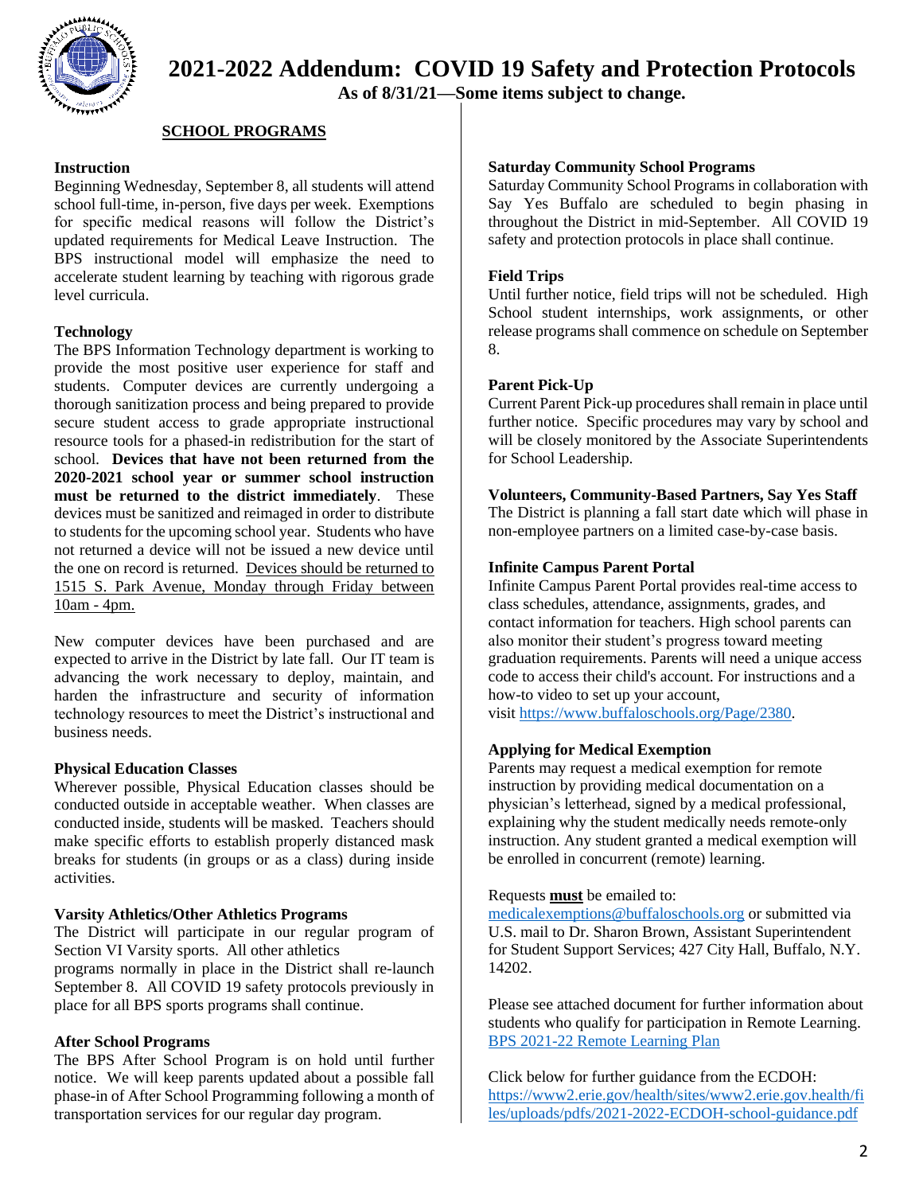# 2021-2022 Addendum: COVID 19 Safety and Protection Protocols

**As of 8/31/21—Some items subject to change.**

## SCHOOL PROGRAMS

**Instruction**

Beginning Wednesday, September 8, all students will attend school full-time, in-person, five days per week. Exemptions for specific medical reasons will follow the District's updated requirements for Medical Leave Instruction. The BPS instructional model will emphasize the need to accelerate student learning by teaching with rigorous grade level curricula.

**Technology**

The BPS Information Technology department is working to provide the most positive user experience for staff and students. Computer devices are currently undergoing a thorough sanitization process and being prepared to provide secure student access to grade appropriate instructional resource tools for a phased-in redistribution for the start of school. **Devices that have not been returned from the 2020-2021 school year or summer school instruction must be returned to the district immediately**. These devices must be sanitized and reimaged in order to distribute to students for the upcoming school year. Students who have not returned a device will not be issued a new device until the one on record is returned. Devices should be returned to 1515 S. Park Avenue, Monday through Friday between 10am - 4pm.

New computer devices have been purchased and are expected to arrive in the District by late fall. Our IT team is advancing the work necessary to deploy, maintain, and harden the infrastructure and security of information technology resources to meet the District's instructional and business needs.

**Physical Education Classes**

Wherever possible, Physical Education classes should be conducted outside in acceptable weather. When classes are conducted inside, students will be masked. Teachers should make specific efforts to establish properly distanced mask breaks for students (in groups or as a class) during inside activities.

**Varsity Athletics/Other Athletics Programs**

The District will participate in our regular program of Section VI Varsity sports. All other athletics programs normally in place in the District shall re-launch September 8. All COVID 19 safety protocols previously in place for all BPS sports programs shall continue.

**After School Programs**

The BPS After School Program is on hold until further notice. We will keep parents updated about a possible fall phase-in of After School Programming following a month of transportation services for our regular day program.

**Saturday Community School Programs**

Saturday Community School Programs in collaboration with Say Yes Buffalo are scheduled to begin phasing in throughout the District in mid-September. All COVID 19 safety and protection protocols in place shall continue.

**Field Trips**

Until further notice, field trips will not be scheduled. High School student internships, work assignments, or other release programs shall commence on schedule on September 8.

**Parent Pick-Up**

Current Parent Pick-up procedures shall remain in place until further notice. Specific procedures may vary by school and will be closely monitored by the Associate Superintendents for School Leadership.

**Volunteers, Community-Based Partners, Say Yes Staff**

The District is planning a fall start date which will phase in non-employee partners on a limited case-by-case basis.

**Infinite Campus Parent Portal**

Infinite Campus Parent Portal provides real-time access to class schedules, attendance, assignments, grades, and contact information for teachers. High school parents can also monitor their student's progress toward meeting graduation requirements. Parents will need a unique access code to access their child's account. For instructions and a how-to video to set up your account, visit https://www.buffaloschools.org/Page/2380.

**Applying for Medical Exemption**

Parents may request a medical exemption for remote instruction by providing medical documentation on a physician's letterhead, signed by a medical professional, explaining why the student medically needs remote-only instruction. Any student granted a medical exemption will be enrolled in concurrent (remote) learning.

Requests **must** be emailed to: medicalexemptions@buffaloschools.org or submitted via U.S. mail to Dr. Sharon Brown, Assistant Superintendent for Student Support Services; 427 City Hall, Buffalo, N.Y. 14202.

Please see attached document for further information about students who qualify for participation in Remote Learning. BPS 2021-22 Remote Learning Plan

Click below for further guidance from the ECDOH: https://www2.erie.gov/health/sites/www2.erie.gov.health/files/uploads/pdfs/2021-2022-ECDOH-school-guidance.pdf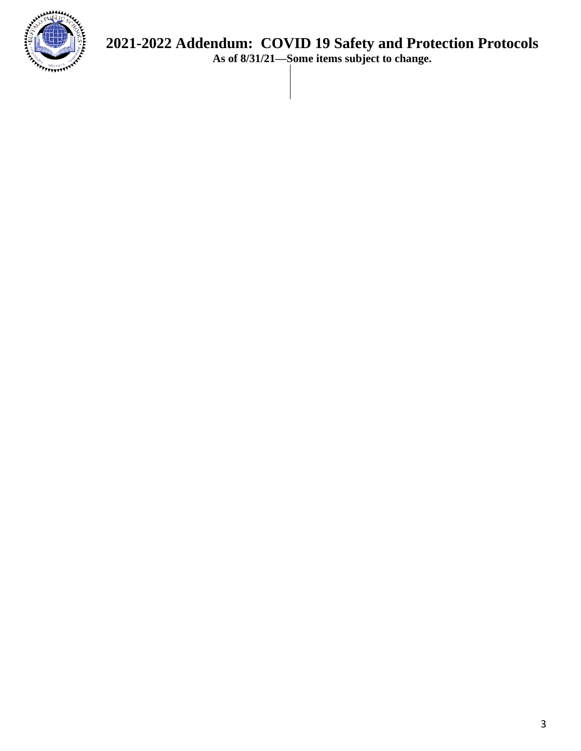# 2021-2022 Addendum: COVID 19 Safety and Protection Protocols

**As of 8/31/21—Some items subject to change.**